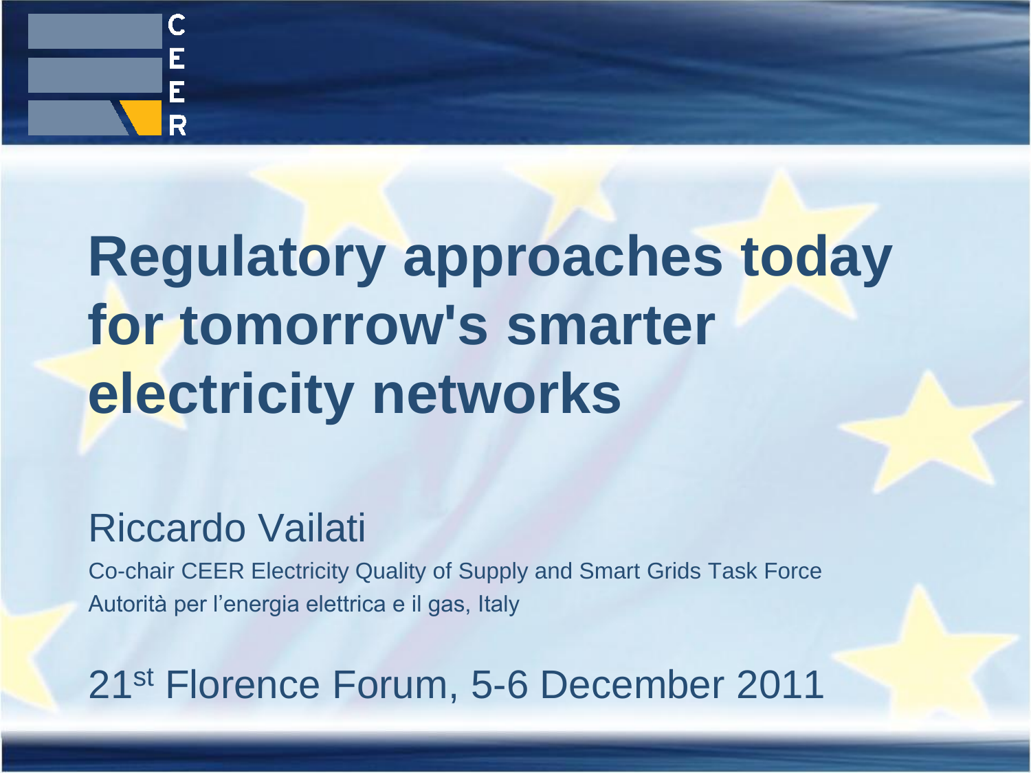# Regulatory approaches today for tomorrow's smarter electricity networks

Riccardo Vailati

Co-chair CEER Electricity Quality of Supply and Smart Grids Task Force

Autorità per l'energia elettrica e il gas, Italy

21st Florence Forum, 5-6 December 2011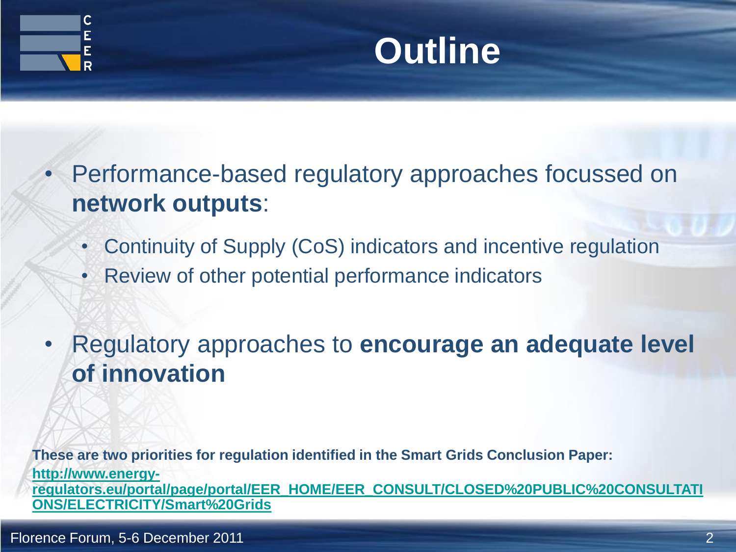# Outline

- Performance-based regulatory approaches focussed on **network outputs**:
  - Continuity of Supply (CoS) indicators and incentive regulation
  - Review of other potential performance indicators
- Regulatory approaches to **encourage an adequate level of innovation**

**These are two priorities for regulation identified in the Smart Grids Conclusion Paper:** [http://www.energy-regulators.eu/portal/page/portal/EER_HOME/EER_CONSULT/CLOSED%20PUBLIC%20CONSULTATIONS/ELECTRICITY/Smart%20Grids](http://www.energy-regulators.eu/portal/page/portal/EER_HOME/EER_CONSULT/CLOSED%20PUBLIC%20CONSULTATIONS/ELECTRICITY/Smart%20Grids)

Florence Forum, 5-6 December 2011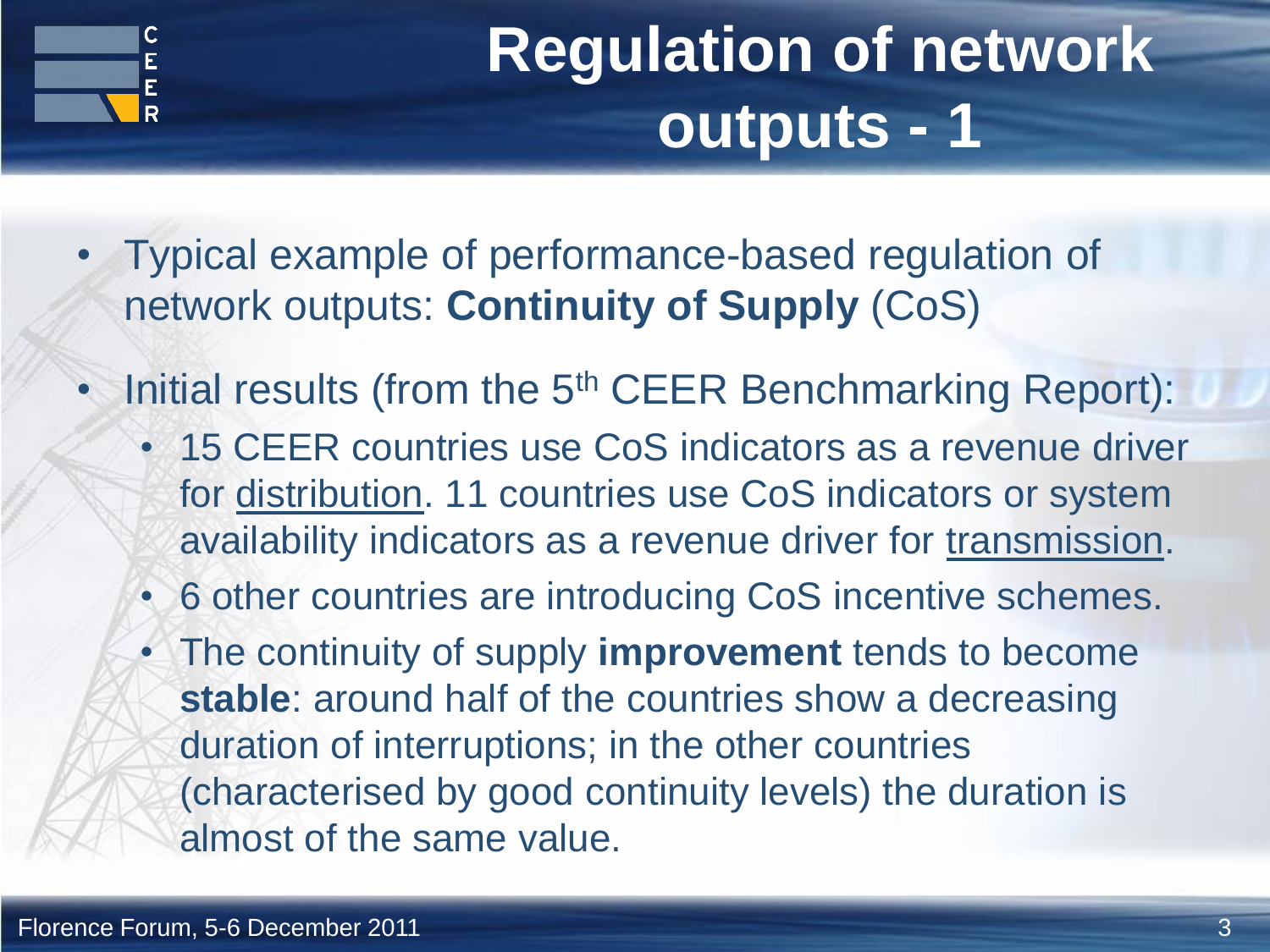# Regulation of network outputs - 1

- Typical example of performance-based regulation of network outputs: **Continuity of Supply** (CoS)
- Initial results (from the 5th CEER Benchmarking Report):
  - 15 CEER countries use CoS indicators as a revenue driver for distribution. 11 countries use CoS indicators or system availability indicators as a revenue driver for transmission.
  - 6 other countries are introducing CoS incentive schemes.
  - The continuity of supply **improvement** tends to become **stable**: around half of the countries show a decreasing duration of interruptions; in the other countries (characterised by good continuity levels) the duration is almost of the same value.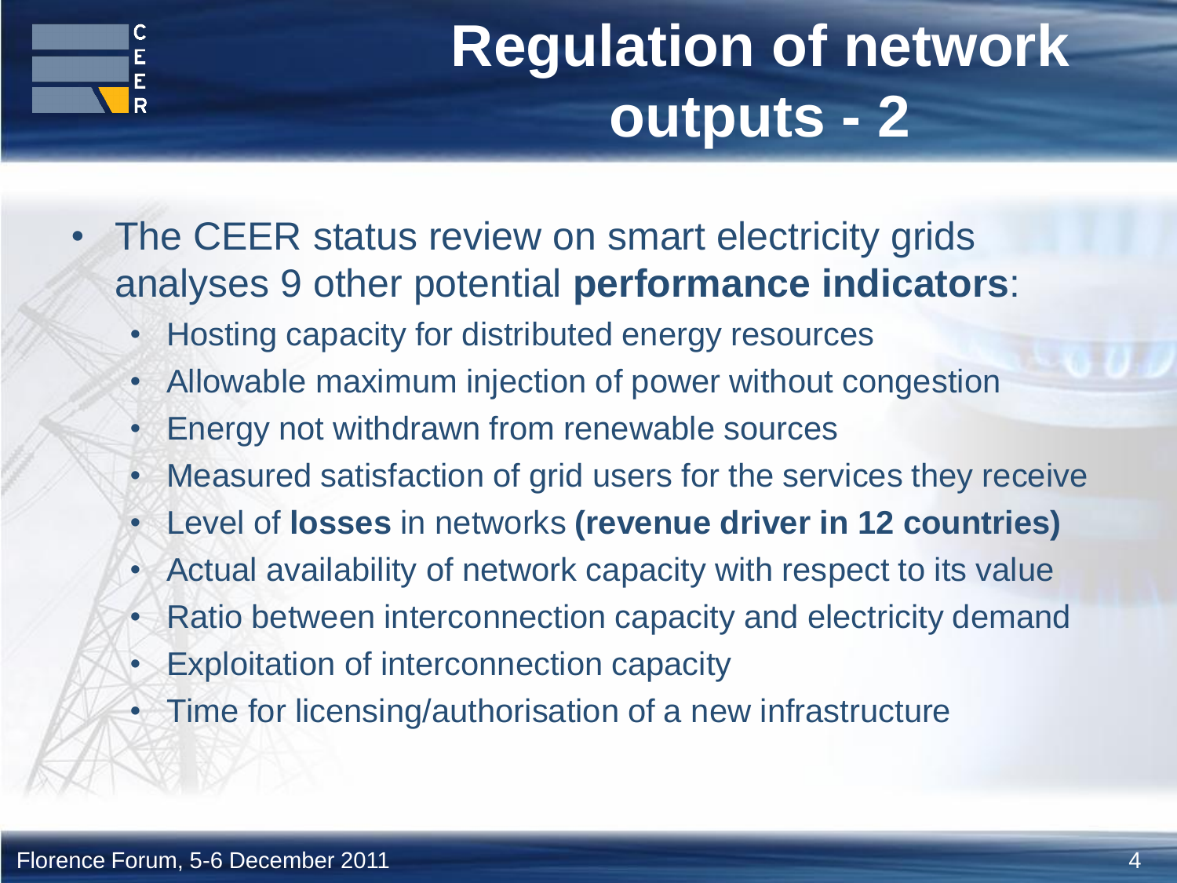# Regulation of network outputs - 2

- The CEER status review on smart electricity grids analyses 9 other potential **performance indicators**:
  - Hosting capacity for distributed energy resources
  - Allowable maximum injection of power without congestion
  - Energy not withdrawn from renewable sources
  - Measured satisfaction of grid users for the services they receive
  - Level of **losses** in networks **(revenue driver in 12 countries)**
  - Actual availability of network capacity with respect to its value
  - Ratio between interconnection capacity and electricity demand
  - Exploitation of interconnection capacity
  - Time for licensing/authorisation of a new infrastructure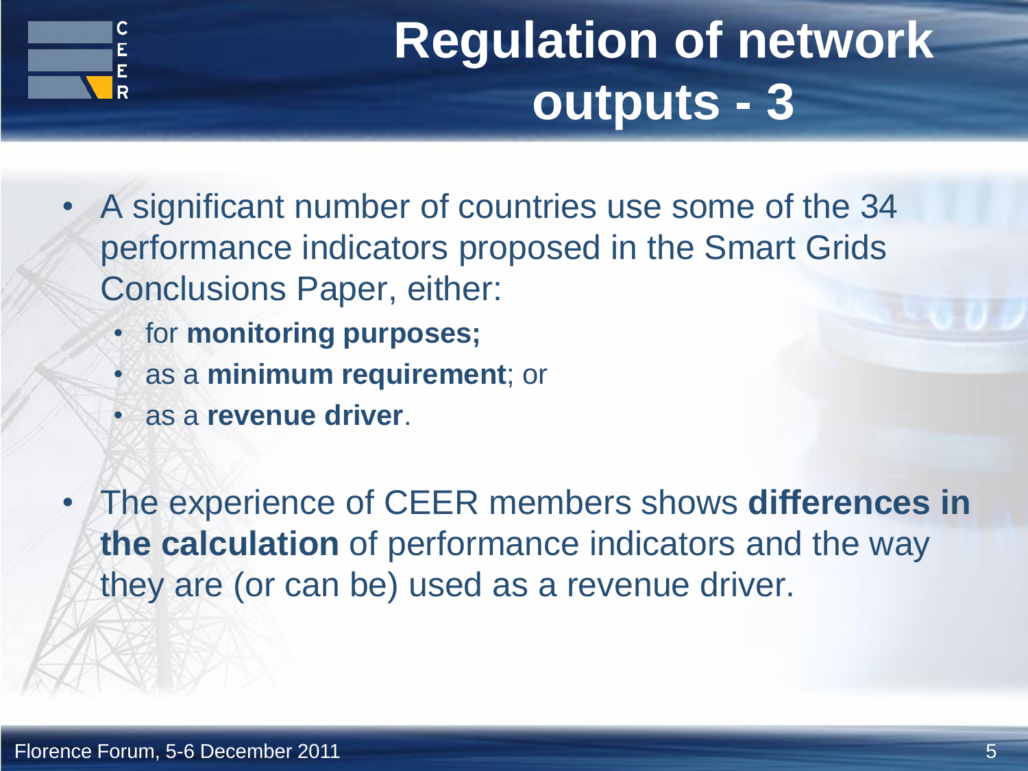# Regulation of network outputs - 3

- A significant number of countries use some of the 34 performance indicators proposed in the Smart Grids Conclusions Paper, either:
  - for **monitoring purposes;**
  - as a **minimum requirement**; or
  - as a **revenue driver**.

- The experience of CEER members shows **differences in the calculation** of performance indicators and the way they are (or can be) used as a revenue driver.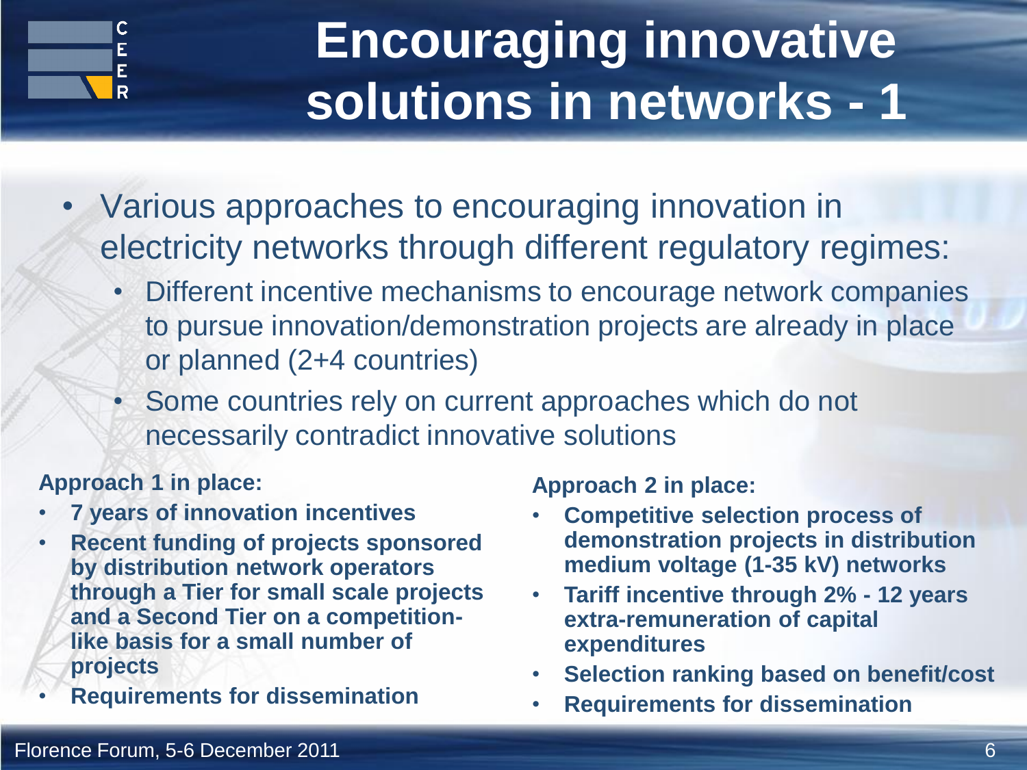# Encouraging innovative solutions in networks - 1

- Various approaches to encouraging innovation in electricity networks through different regulatory regimes:
  - Different incentive mechanisms to encourage network companies to pursue innovation/demonstration projects are already in place or planned (2+4 countries)
  - Some countries rely on current approaches which do not necessarily contradict innovative solutions

**Approach 1 in place:**

- **7 years of innovation incentives**
- **Recent funding of projects sponsored by distribution network operators through a Tier for small scale projects and a Second Tier on a competition-like basis for a small number of projects**
- **Requirements for dissemination**

**Approach 2 in place:**

- **Competitive selection process of demonstration projects in distribution medium voltage (1-35 kV) networks**
- **Tariff incentive through 2% - 12 years extra-remuneration of capital expenditures**
- **Selection ranking based on benefit/cost**
- **Requirements for dissemination**

Florence Forum, 5-6 December 2011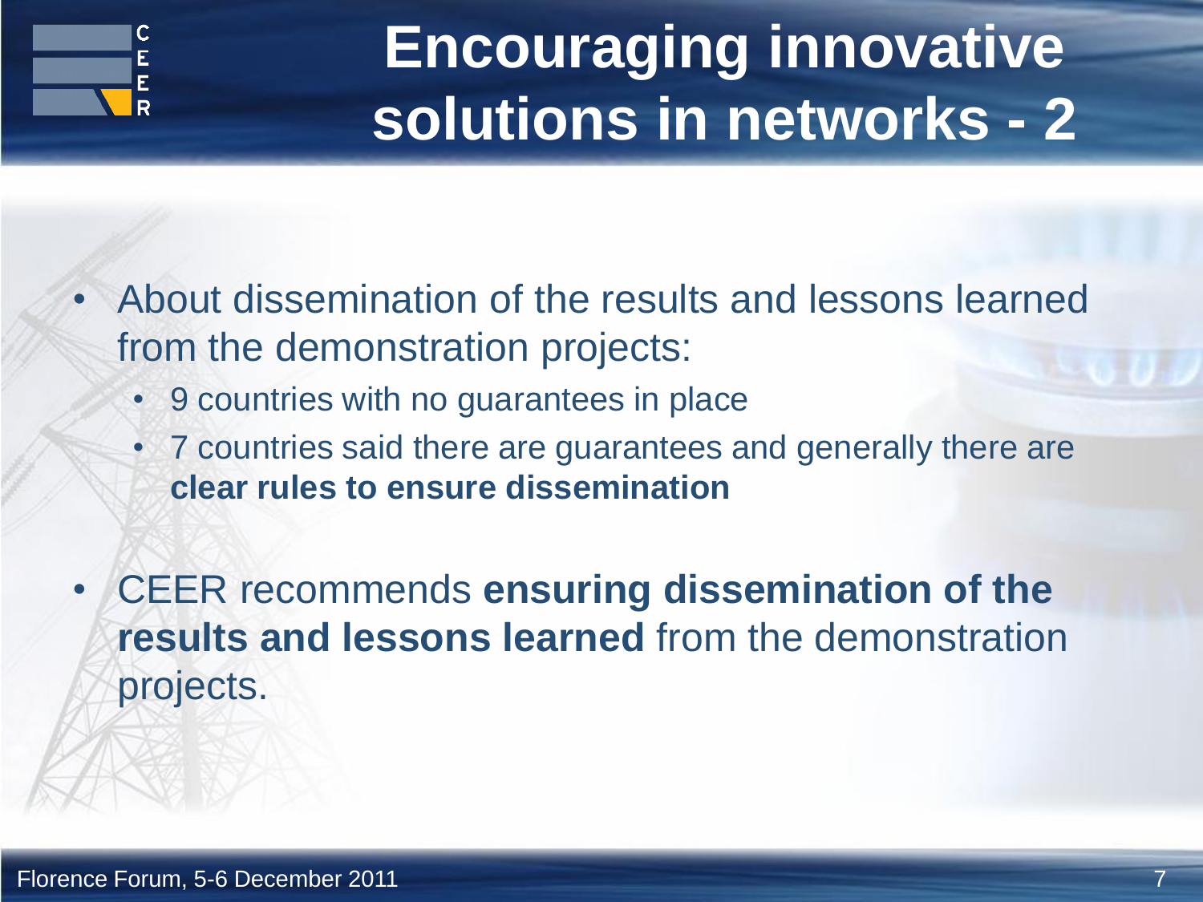# Encouraging innovative solutions in networks - 2

- About dissemination of the results and lessons learned from the demonstration projects:
  - 9 countries with no guarantees in place
  - 7 countries said there are guarantees and generally there are **clear rules to ensure dissemination**
- CEER recommends **ensuring dissemination of the results and lessons learned** from the demonstration projects.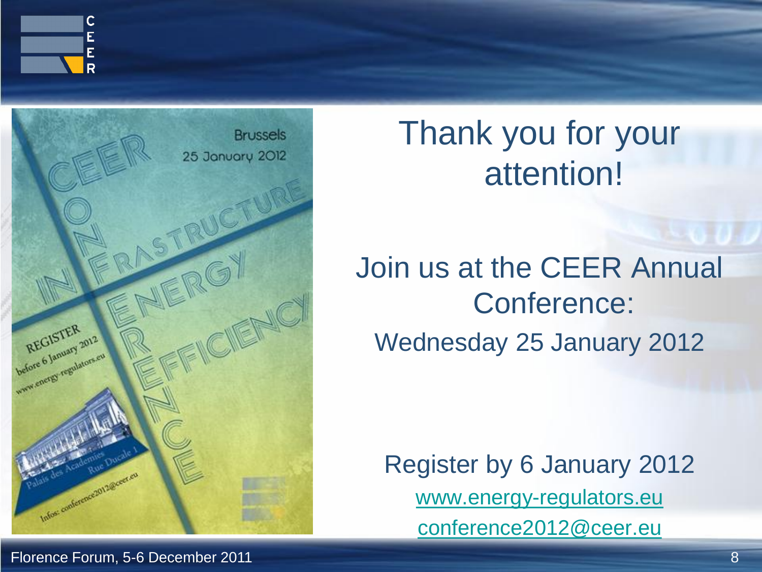# Thank you for your attention!

Join us at the CEER Annual Conference:

Wednesday 25 January 2012

Register by 6 January 2012

www.energy-regulators.eu

conference2012@ceer.eu